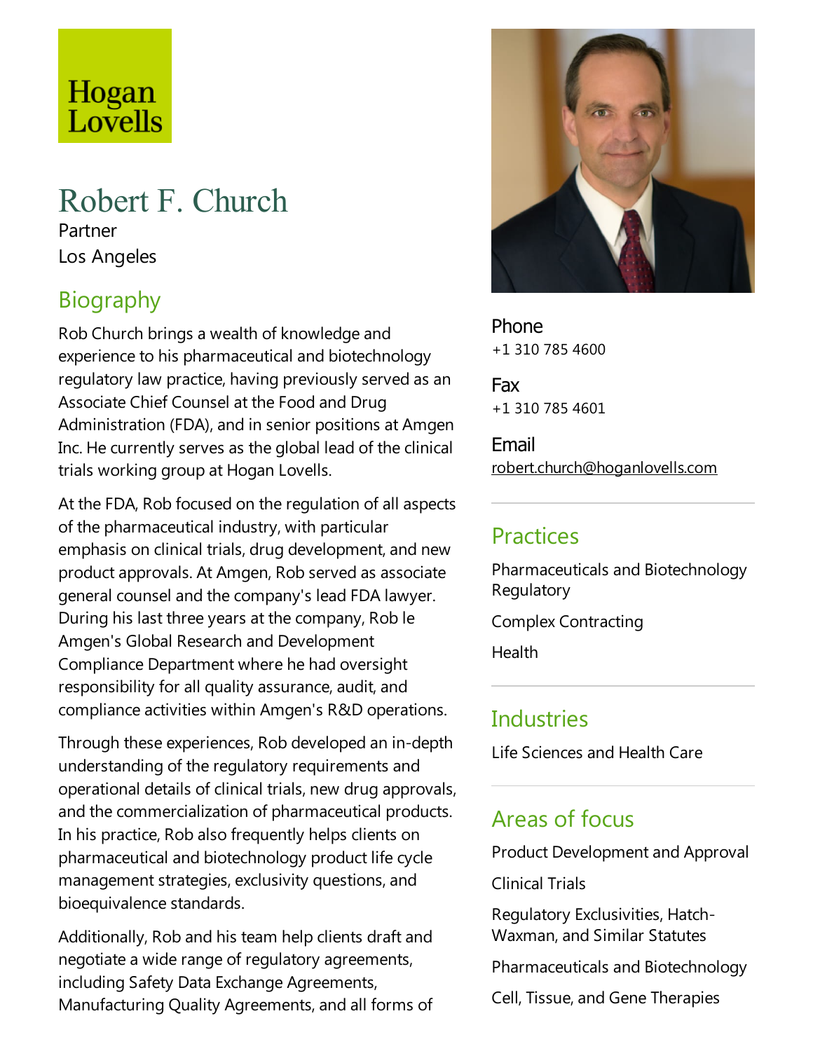Hogan Lovells

# Robert F. Church

Partner

Los Angeles

## Biography

Rob Church brings a wealth of knowledge and experience to his pharmaceutical and biotechnology regulatory law practice, having previously served as an Associate Chief Counsel at the Food and Drug Administration (FDA), and in senior positions at Amgen Inc. He currently serves as the global lead of the clinical trials working group at Hogan Lovells.

At the FDA, Rob focused on the regulation of all aspects of the pharmaceutical industry, with particular emphasis on clinical trials, drug development, and new product approvals. At Amgen, Rob served as associate general counsel and the company's lead FDA lawyer. During his last three years at the company, Rob le Amgen's Global Research and Development Compliance Department where he had oversight responsibility for all quality assurance, audit, and compliance activities within Amgen's R&D operations.

Through these experiences, Rob developed an in-depth understanding of the regulatory requirements and operational details of clinical trials, new drug approvals, and the commercialization of pharmaceutical products. In his practice, Rob also frequently helps clients on pharmaceutical and biotechnology product life cycle management strategies, exclusivity questions, and bioequivalence standards.

Additionally, Rob and his team help clients draft and negotiate a wide range of regulatory agreements, including Safety Data Exchange Agreements, Manufacturing Quality Agreements, and all forms of

**Phone**
+1 310 785 4600

**Fax**
+1 310 785 4601

**Email**
robert.church@hoganlovells.com

## Practices

Pharmaceuticals and Biotechnology Regulatory

Complex Contracting

Health

## Industries

Life Sciences and Health Care

## Areas of focus

Product Development and Approval

Clinical Trials

Regulatory Exclusivities, Hatch-Waxman, and Similar Statutes

Pharmaceuticals and Biotechnology

Cell, Tissue, and Gene Therapies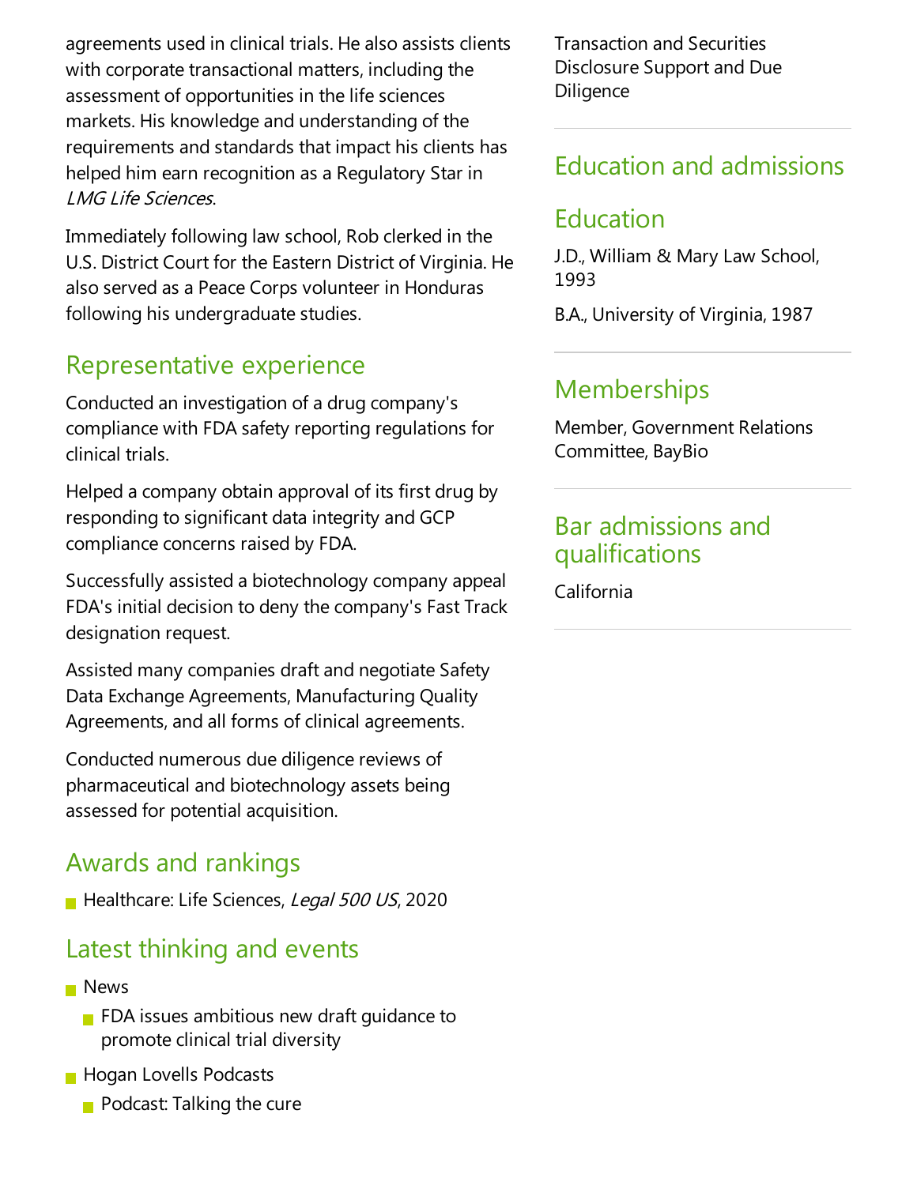agreements used in clinical trials. He also assists clients with corporate transactional matters, including the assessment of opportunities in the life sciences markets. His knowledge and understanding of the requirements and standards that impact his clients has helped him earn recognition as a Regulatory Star in *LMG Life Sciences*.

Immediately following law school, Rob clerked in the U.S. District Court for the Eastern District of Virginia. He also served as a Peace Corps volunteer in Honduras following his undergraduate studies.

## Representative experience

Conducted an investigation of a drug company's compliance with FDA safety reporting regulations for clinical trials.

Helped a company obtain approval of its first drug by responding to significant data integrity and GCP compliance concerns raised by FDA.

Successfully assisted a biotechnology company appeal FDA's initial decision to deny the company's Fast Track designation request.

Assisted many companies draft and negotiate Safety Data Exchange Agreements, Manufacturing Quality Agreements, and all forms of clinical agreements.

Conducted numerous due diligence reviews of pharmaceutical and biotechnology assets being assessed for potential acquisition.

## Awards and rankings

- Healthcare: Life Sciences, *Legal 500 US*, 2020

## Latest thinking and events

- News
  - FDA issues ambitious new draft guidance to promote clinical trial diversity
- Hogan Lovells Podcasts
  - Podcast: Talking the cure

Transaction and Securities Disclosure Support and Due Diligence

## Education and admissions

## Education

J.D., William & Mary Law School, 1993

B.A., University of Virginia, 1987

## Memberships

Member, Government Relations Committee, BayBio

## Bar admissions and qualifications

California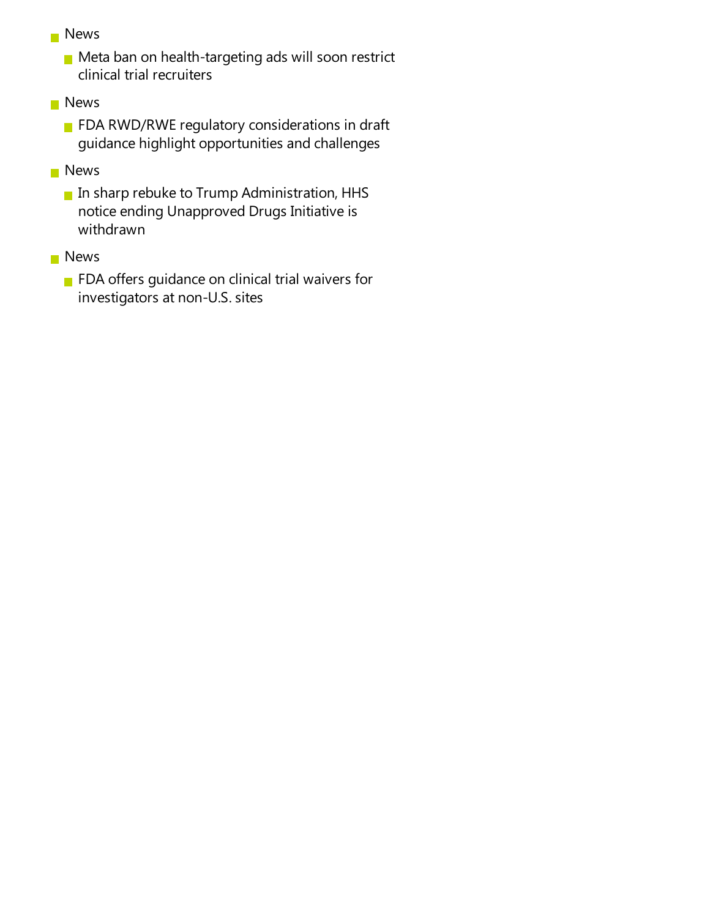- News
  - Meta ban on health-targeting ads will soon restrict clinical trial recruiters
- News
  - FDA RWD/RWE regulatory considerations in draft guidance highlight opportunities and challenges
- News
  - In sharp rebuke to Trump Administration, HHS notice ending Unapproved Drugs Initiative is withdrawn
- News
  - FDA offers guidance on clinical trial waivers for investigators at non-U.S. sites